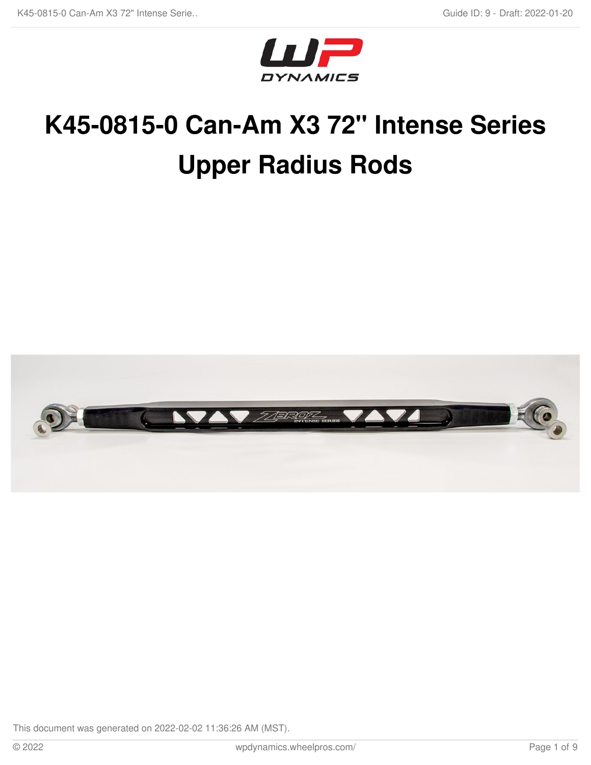# K45-0815-0 Can-Am X3 72" Intense Series Upper Radius Rods

This document was generated on 2022-02-02 11:36:26 AM (MST).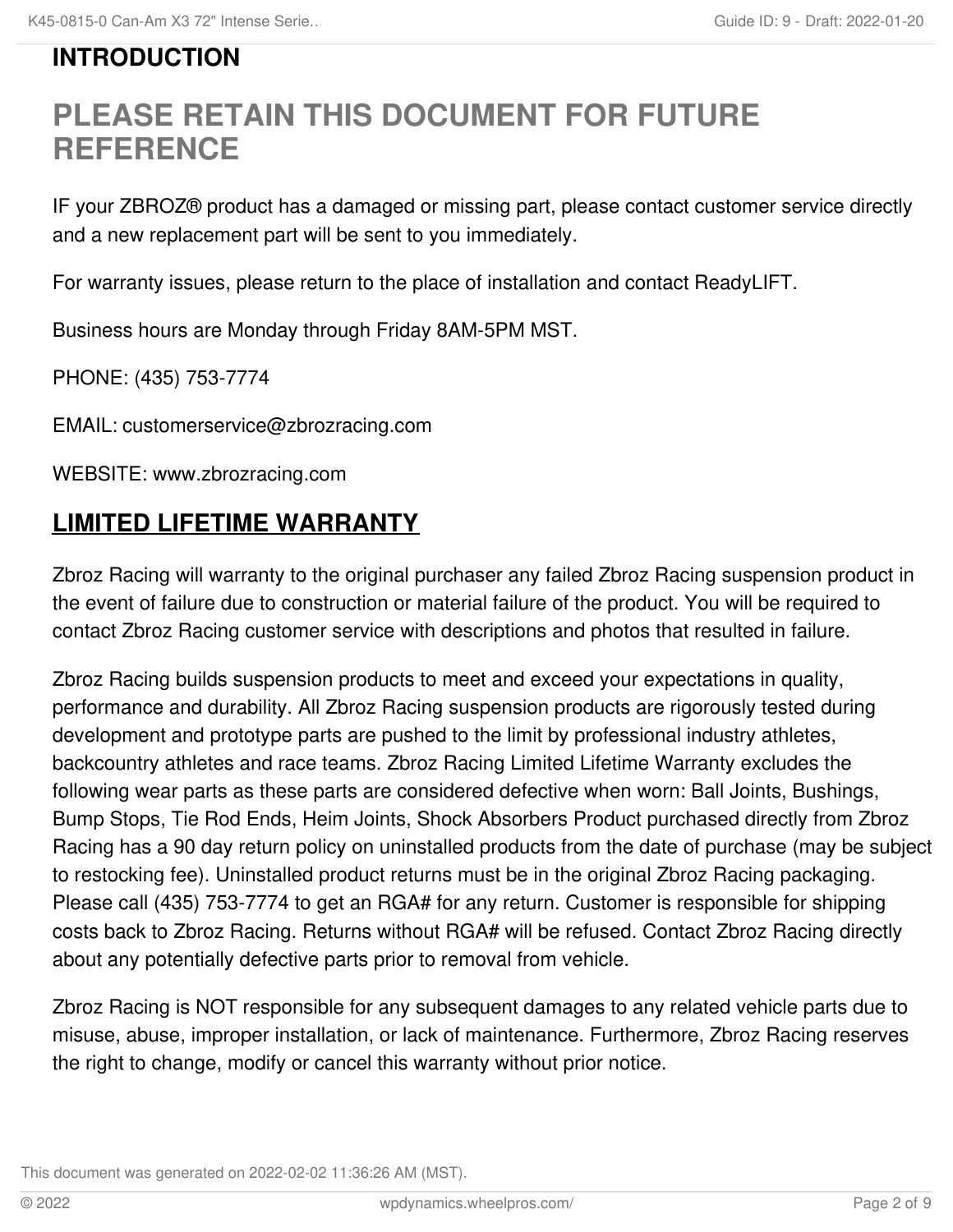## INTRODUCTION

# PLEASE RETAIN THIS DOCUMENT FOR FUTURE REFERENCE

IF your ZBROZ® product has a damaged or missing part, please contact customer service directly and a new replacement part will be sent to you immediately.

For warranty issues, please return to the place of installation and contact ReadyLIFT.

Business hours are Monday through Friday 8AM-5PM MST.

PHONE: (435) 753-7774

EMAIL: customerservice@zbrozracing.com

WEBSITE: www.zbrozracing.com

## LIMITED LIFETIME WARRANTY

Zbroz Racing will warranty to the original purchaser any failed Zbroz Racing suspension product in the event of failure due to construction or material failure of the product. You will be required to contact Zbroz Racing customer service with descriptions and photos that resulted in failure.

Zbroz Racing builds suspension products to meet and exceed your expectations in quality, performance and durability. All Zbroz Racing suspension products are rigorously tested during development and prototype parts are pushed to the limit by professional industry athletes, backcountry athletes and race teams. Zbroz Racing Limited Lifetime Warranty excludes the following wear parts as these parts are considered defective when worn: Ball Joints, Bushings, Bump Stops, Tie Rod Ends, Heim Joints, Shock Absorbers Product purchased directly from Zbroz Racing has a 90 day return policy on uninstalled products from the date of purchase (may be subject to restocking fee). Uninstalled product returns must be in the original Zbroz Racing packaging. Please call (435) 753-7774 to get an RGA# for any return. Customer is responsible for shipping costs back to Zbroz Racing. Returns without RGA# will be refused. Contact Zbroz Racing directly about any potentially defective parts prior to removal from vehicle.

Zbroz Racing is NOT responsible for any subsequent damages to any related vehicle parts due to misuse, abuse, improper installation, or lack of maintenance. Furthermore, Zbroz Racing reserves the right to change, modify or cancel this warranty without prior notice.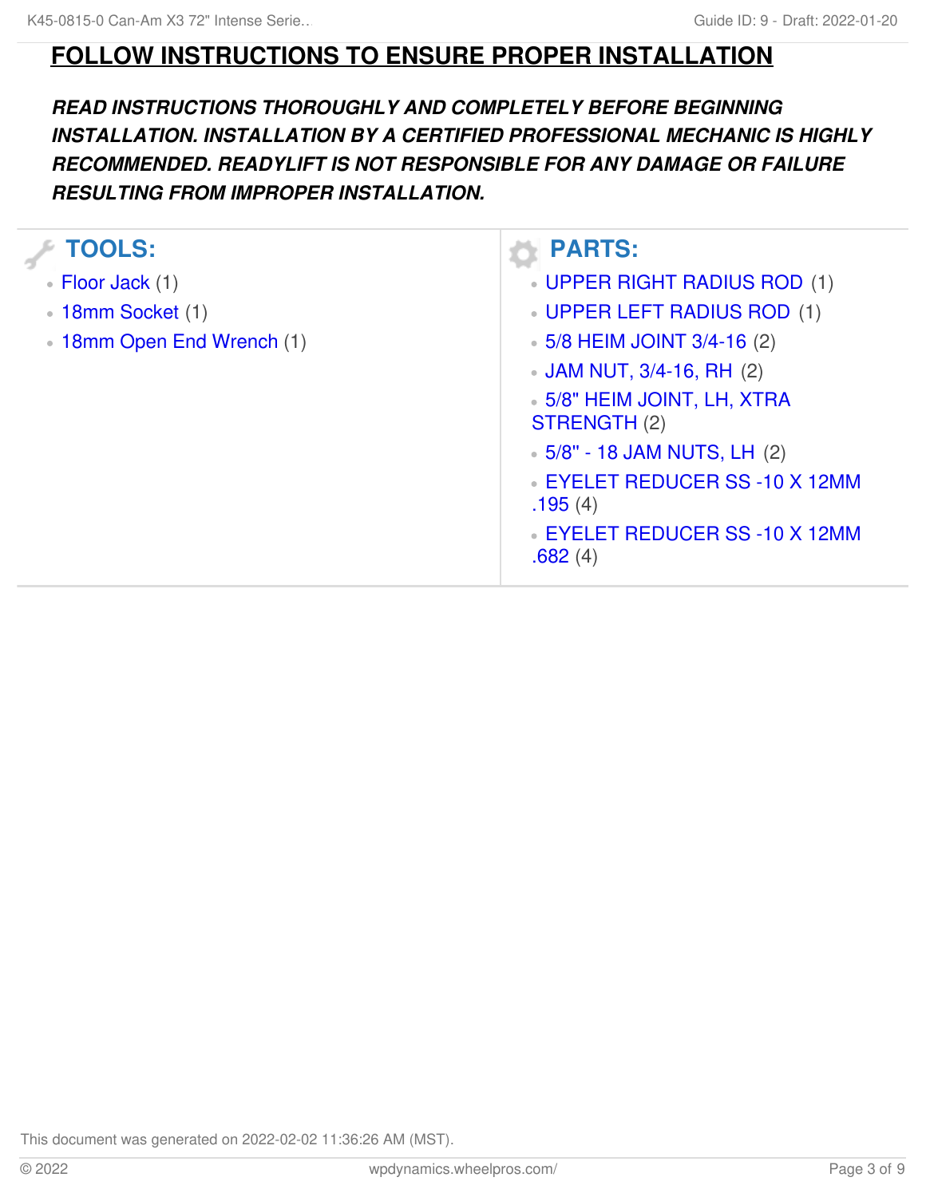# FOLLOW INSTRUCTIONS TO ENSURE PROPER INSTALLATION

***READ INSTRUCTIONS THOROUGHLY AND COMPLETELY BEFORE BEGINNING INSTALLATION. INSTALLATION BY A CERTIFIED PROFESSIONAL MECHANIC IS HIGHLY RECOMMENDED. READYLIFT IS NOT RESPONSIBLE FOR ANY DAMAGE OR FAILURE RESULTING FROM IMPROPER INSTALLATION.***

## TOOLS:

- Floor Jack (1)
- 18mm Socket (1)
- 18mm Open End Wrench (1)

## PARTS:

- UPPER RIGHT RADIUS ROD (1)
- UPPER LEFT RADIUS ROD (1)
- 5/8 HEIM JOINT 3/4-16 (2)
- JAM NUT, 3/4-16, RH (2)
- 5/8" HEIM JOINT, LH, XTRA STRENGTH (2)
- 5/8" - 18 JAM NUTS, LH (2)
- EYELET REDUCER SS -10 X 12MM .195 (4)
- EYELET REDUCER SS -10 X 12MM .682 (4)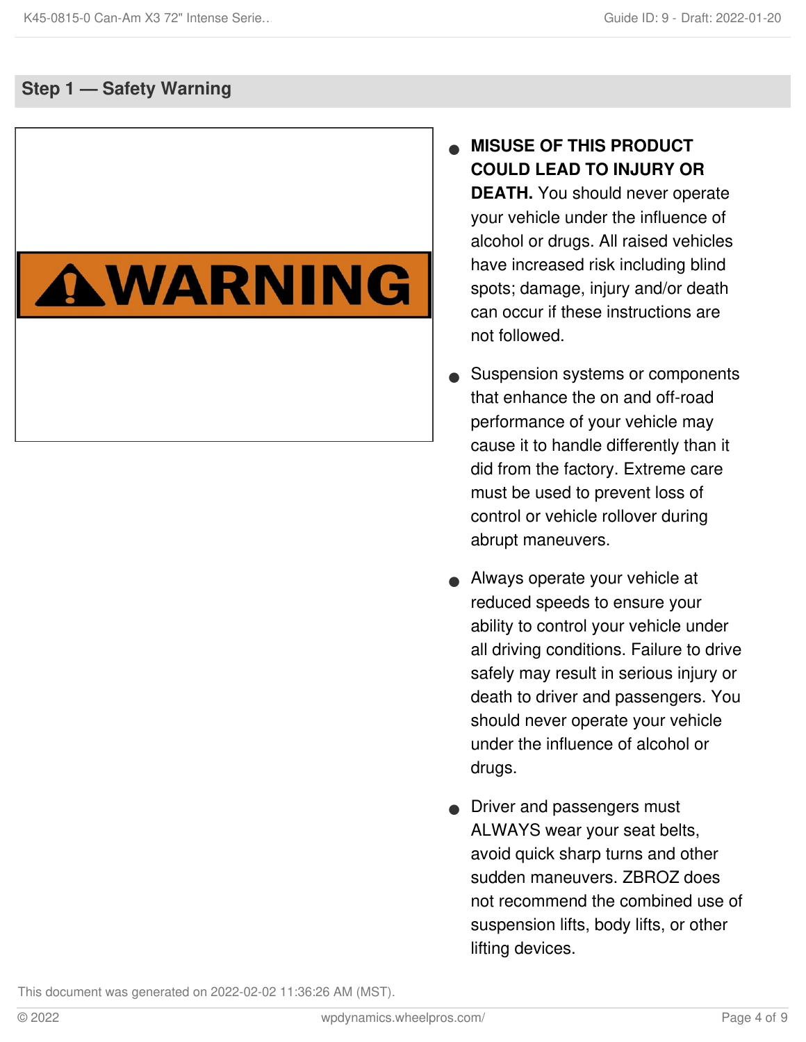## Step 1 — Safety Warning

- **MISUSE OF THIS PRODUCT COULD LEAD TO INJURY OR DEATH.** You should never operate your vehicle under the influence of alcohol or drugs. All raised vehicles have increased risk including blind spots; damage, injury and/or death can occur if these instructions are not followed.
- Suspension systems or components that enhance the on and off-road performance of your vehicle may cause it to handle differently than it did from the factory. Extreme care must be used to prevent loss of control or vehicle rollover during abrupt maneuvers.
- Always operate your vehicle at reduced speeds to ensure your ability to control your vehicle under all driving conditions. Failure to drive safely may result in serious injury or death to driver and passengers. You should never operate your vehicle under the influence of alcohol or drugs.
- Driver and passengers must ALWAYS wear your seat belts, avoid quick sharp turns and other sudden maneuvers. ZBROZ does not recommend the combined use of suspension lifts, body lifts, or other lifting devices.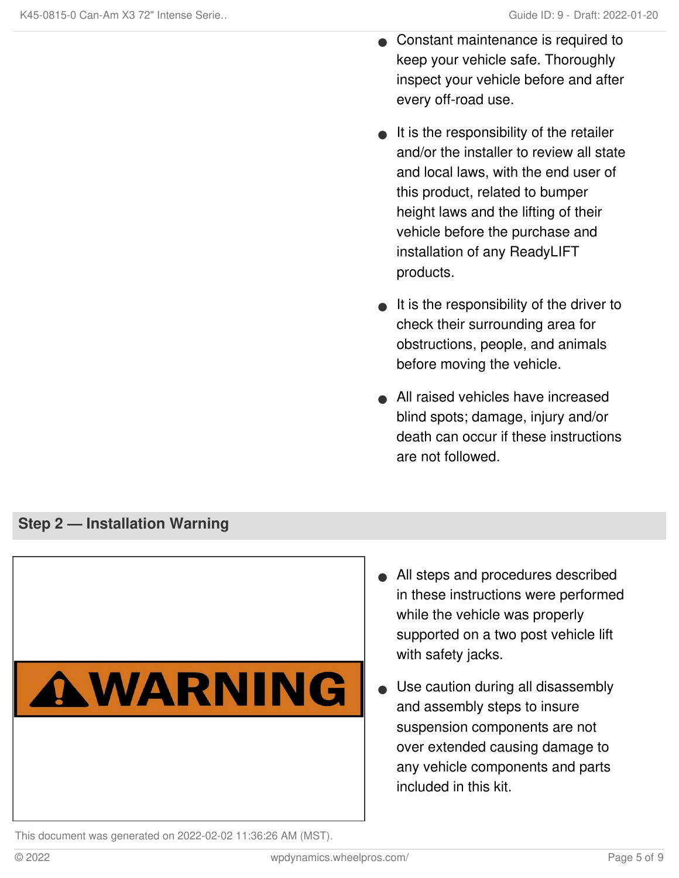- Constant maintenance is required to keep your vehicle safe. Thoroughly inspect your vehicle before and after every off-road use.
- It is the responsibility of the retailer and/or the installer to review all state and local laws, with the end user of this product, related to bumper height laws and the lifting of their vehicle before the purchase and installation of any ReadyLIFT products.
- It is the responsibility of the driver to check their surrounding area for obstructions, people, and animals before moving the vehicle.
- All raised vehicles have increased blind spots; damage, injury and/or death can occur if these instructions are not followed.

## Step 2 — Installation Warning

WARNING

- All steps and procedures described in these instructions were performed while the vehicle was properly supported on a two post vehicle lift with safety jacks.
- Use caution during all disassembly and assembly steps to insure suspension components are not over extended causing damage to any vehicle components and parts included in this kit.

This document was generated on 2022-02-02 11:36:26 AM (MST).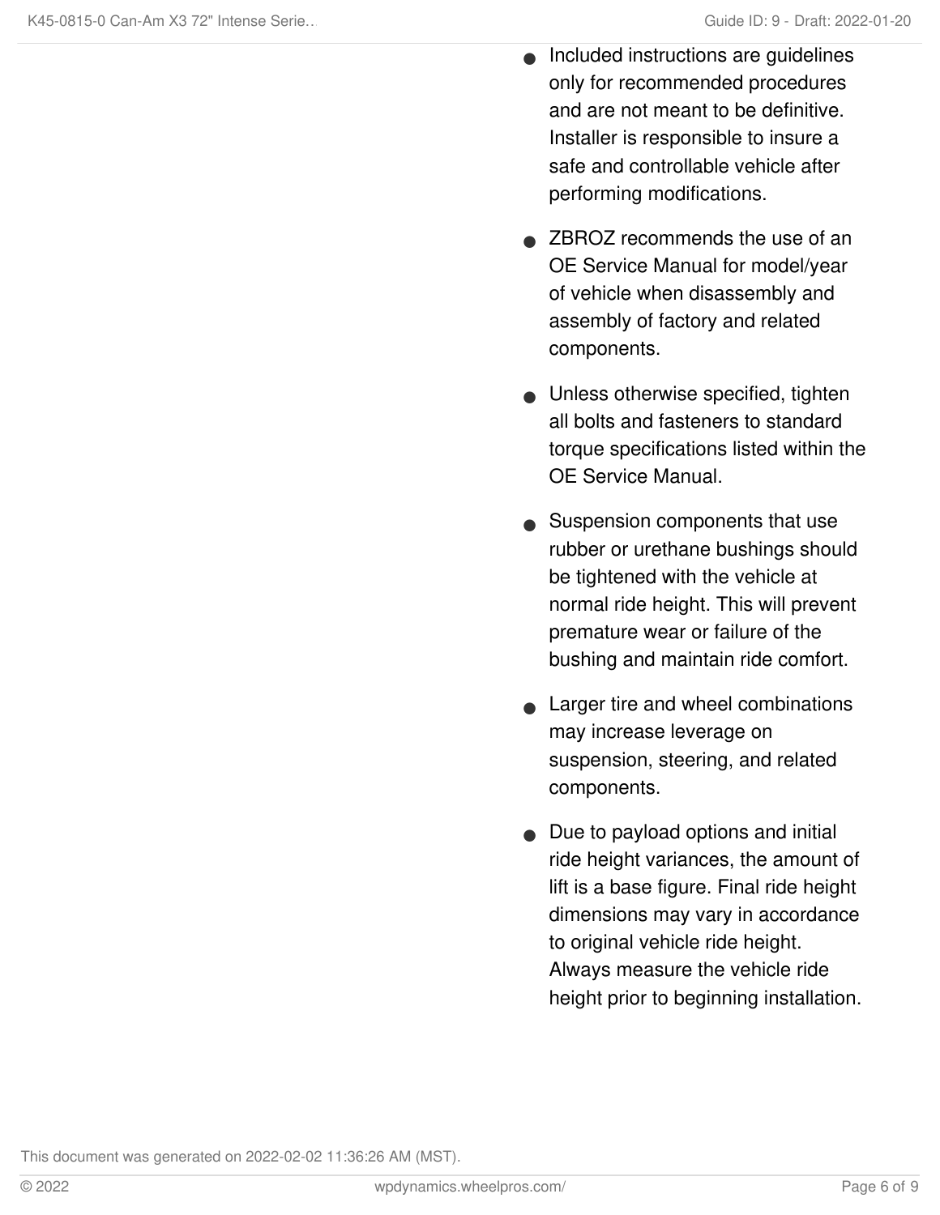- Included instructions are guidelines only for recommended procedures and are not meant to be definitive. Installer is responsible to insure a safe and controllable vehicle after performing modifications.
- ZBROZ recommends the use of an OE Service Manual for model/year of vehicle when disassembly and assembly of factory and related components.
- Unless otherwise specified, tighten all bolts and fasteners to standard torque specifications listed within the OE Service Manual.
- Suspension components that use rubber or urethane bushings should be tightened with the vehicle at normal ride height. This will prevent premature wear or failure of the bushing and maintain ride comfort.
- Larger tire and wheel combinations may increase leverage on suspension, steering, and related components.
- Due to payload options and initial ride height variances, the amount of lift is a base figure. Final ride height dimensions may vary in accordance to original vehicle ride height. Always measure the vehicle ride height prior to beginning installation.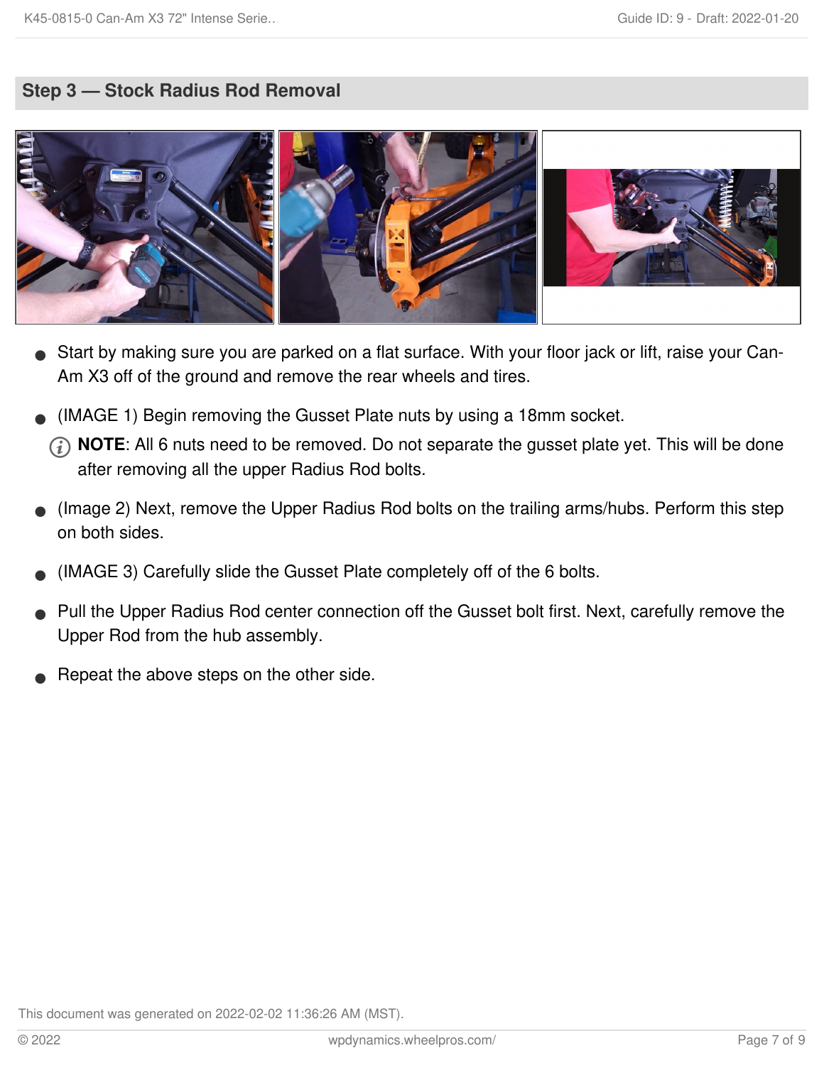## Step 3 — Stock Radius Rod Removal

- Start by making sure you are parked on a flat surface. With your floor jack or lift, raise your Can-Am X3 off of the ground and remove the rear wheels and tires.
- (IMAGE 1) Begin removing the Gusset Plate nuts by using a 18mm socket.
  - **NOTE**: All 6 nuts need to be removed. Do not separate the gusset plate yet. This will be done after removing all the upper Radius Rod bolts.
- (Image 2) Next, remove the Upper Radius Rod bolts on the trailing arms/hubs. Perform this step on both sides.
- (IMAGE 3) Carefully slide the Gusset Plate completely off of the 6 bolts.
- Pull the Upper Radius Rod center connection off the Gusset bolt first. Next, carefully remove the Upper Rod from the hub assembly.
- Repeat the above steps on the other side.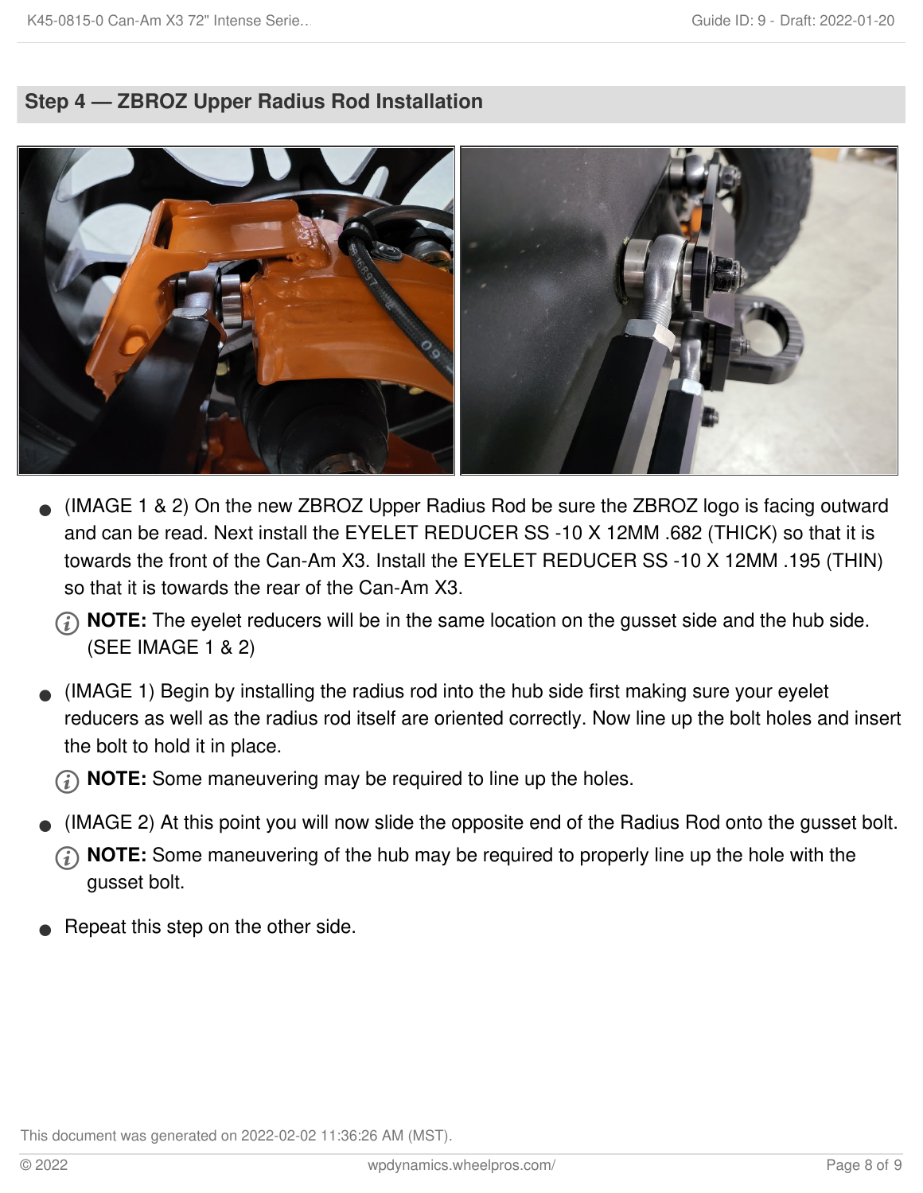## Step 4 — ZBROZ Upper Radius Rod Installation

- (IMAGE 1 & 2) On the new ZBROZ Upper Radius Rod be sure the ZBROZ logo is facing outward and can be read. Next install the EYELET REDUCER SS -10 X 12MM .682 (THICK) so that it is towards the front of the Can-Am X3. Install the EYELET REDUCER SS -10 X 12MM .195 (THIN) so that it is towards the rear of the Can-Am X3.

  **NOTE:** The eyelet reducers will be in the same location on the gusset side and the hub side. (SEE IMAGE 1 & 2)

- (IMAGE 1) Begin by installing the radius rod into the hub side first making sure your eyelet reducers as well as the radius rod itself are oriented correctly. Now line up the bolt holes and insert the bolt to hold it in place.

  **NOTE:** Some maneuvering may be required to line up the holes.

- (IMAGE 2) At this point you will now slide the opposite end of the Radius Rod onto the gusset bolt.

  **NOTE:** Some maneuvering of the hub may be required to properly line up the hole with the gusset bolt.

- Repeat this step on the other side.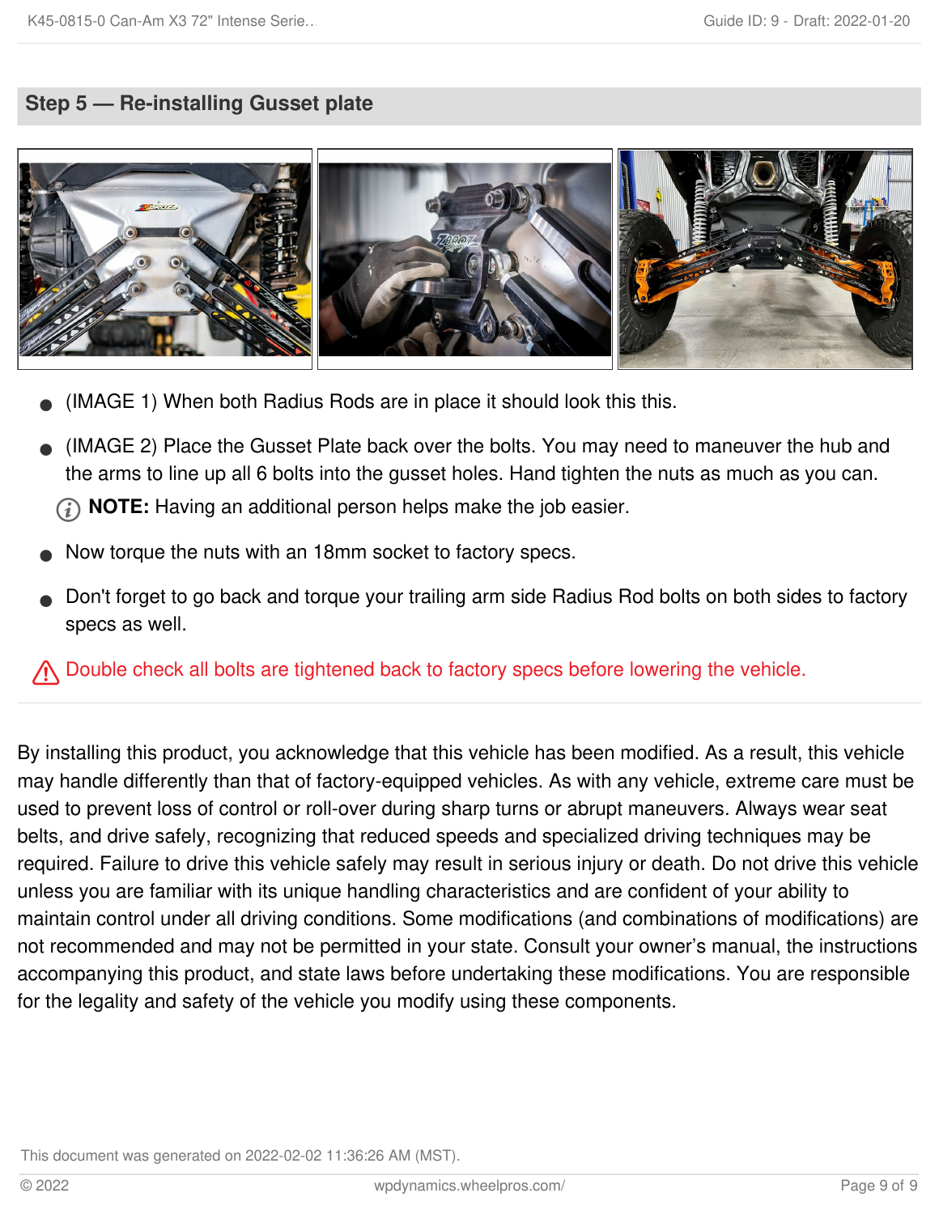## Step 5 — Re-installing Gusset plate

- (IMAGE 1) When both Radius Rods are in place it should look this this.
- (IMAGE 2) Place the Gusset Plate back over the bolts. You may need to maneuver the hub and the arms to line up all 6 bolts into the gusset holes. Hand tighten the nuts as much as you can.

  **NOTE:** Having an additional person helps make the job easier.

- Now torque the nuts with an 18mm socket to factory specs.
- Don't forget to go back and torque your trailing arm side Radius Rod bolts on both sides to factory specs as well.

⚠ Double check all bolts are tightened back to factory specs before lowering the vehicle.

---

By installing this product, you acknowledge that this vehicle has been modified. As a result, this vehicle may handle differently than that of factory-equipped vehicles. As with any vehicle, extreme care must be used to prevent loss of control or roll-over during sharp turns or abrupt maneuvers. Always wear seat belts, and drive safely, recognizing that reduced speeds and specialized driving techniques may be required. Failure to drive this vehicle safely may result in serious injury or death. Do not drive this vehicle unless you are familiar with its unique handling characteristics and are confident of your ability to maintain control under all driving conditions. Some modifications (and combinations of modifications) are not recommended and may not be permitted in your state. Consult your owner's manual, the instructions accompanying this product, and state laws before undertaking these modifications. You are responsible for the legality and safety of the vehicle you modify using these components.

This document was generated on 2022-02-02 11:36:26 AM (MST).